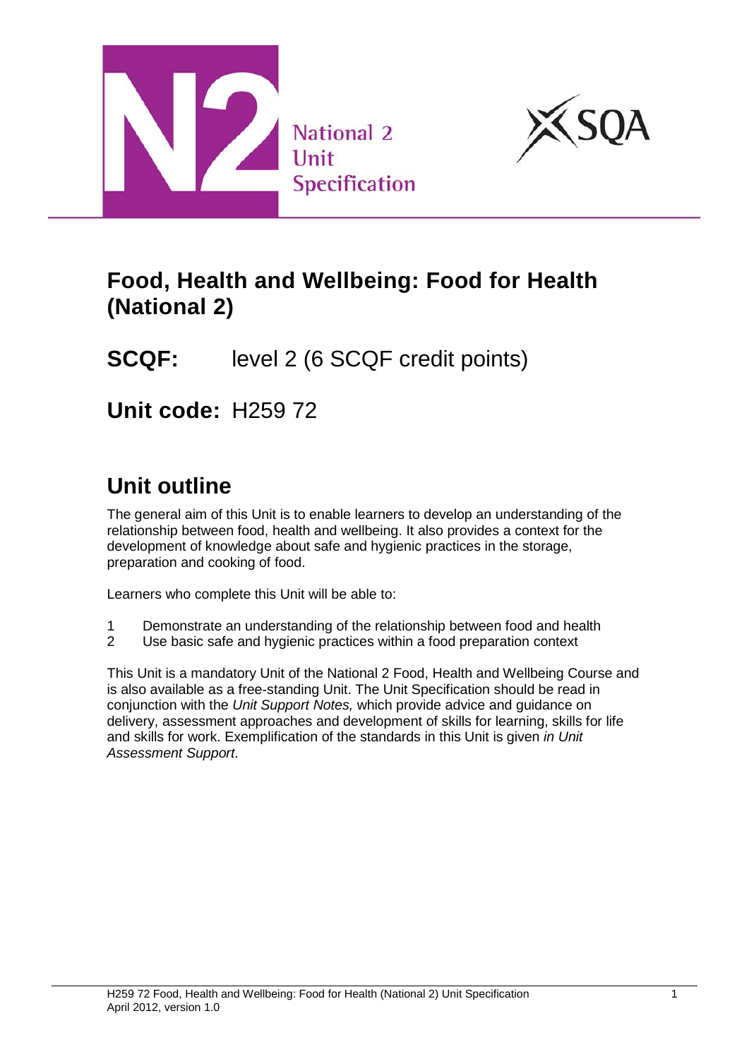National 2 Unit Specification

# Food, Health and Wellbeing: Food for Health (National 2)

**SCQF:** level 2 (6 SCQF credit points)

**Unit code:** H259 72

## Unit outline

The general aim of this Unit is to enable learners to develop an understanding of the relationship between food, health and wellbeing. It also provides a context for the development of knowledge about safe and hygienic practices in the storage, preparation and cooking of food.

Learners who complete this Unit will be able to:

1. Demonstrate an understanding of the relationship between food and health
2. Use basic safe and hygienic practices within a food preparation context

This Unit is a mandatory Unit of the National 2 Food, Health and Wellbeing Course and is also available as a free-standing Unit. The Unit Specification should be read in conjunction with the *Unit Support Notes,* which provide advice and guidance on delivery, assessment approaches and development of skills for learning, skills for life and skills for work. Exemplification of the standards in this Unit is given *in Unit Assessment Support*.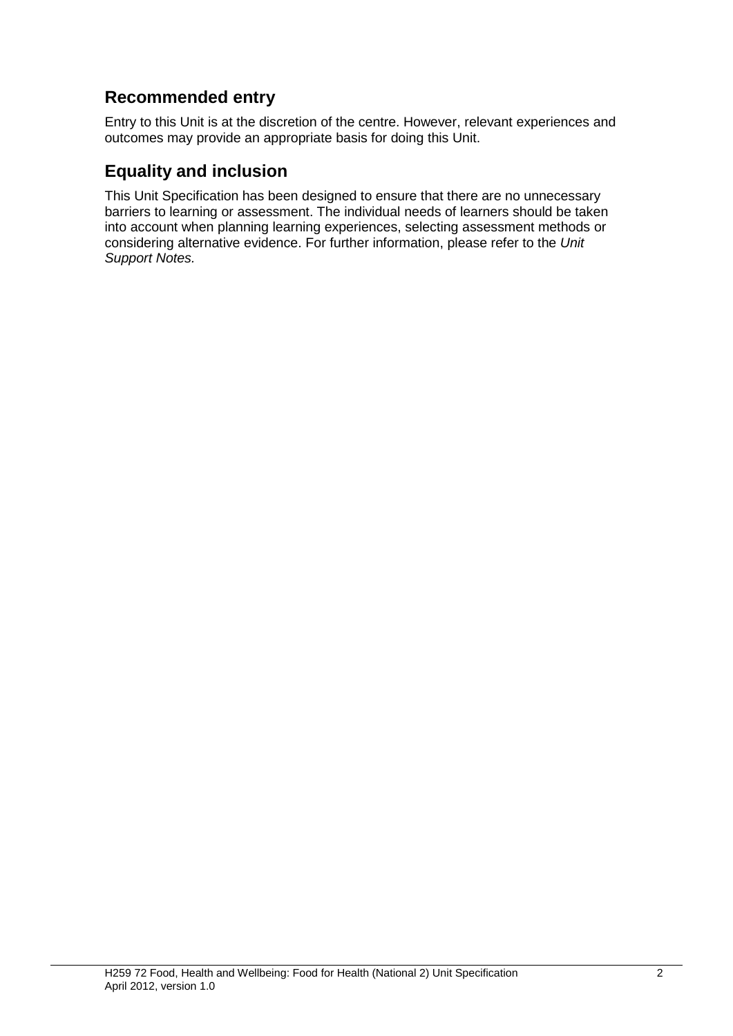## Recommended entry

Entry to this Unit is at the discretion of the centre. However, relevant experiences and outcomes may provide an appropriate basis for doing this Unit.

## Equality and inclusion

This Unit Specification has been designed to ensure that there are no unnecessary barriers to learning or assessment. The individual needs of learners should be taken into account when planning learning experiences, selecting assessment methods or considering alternative evidence. For further information, please refer to the *Unit Support Notes.*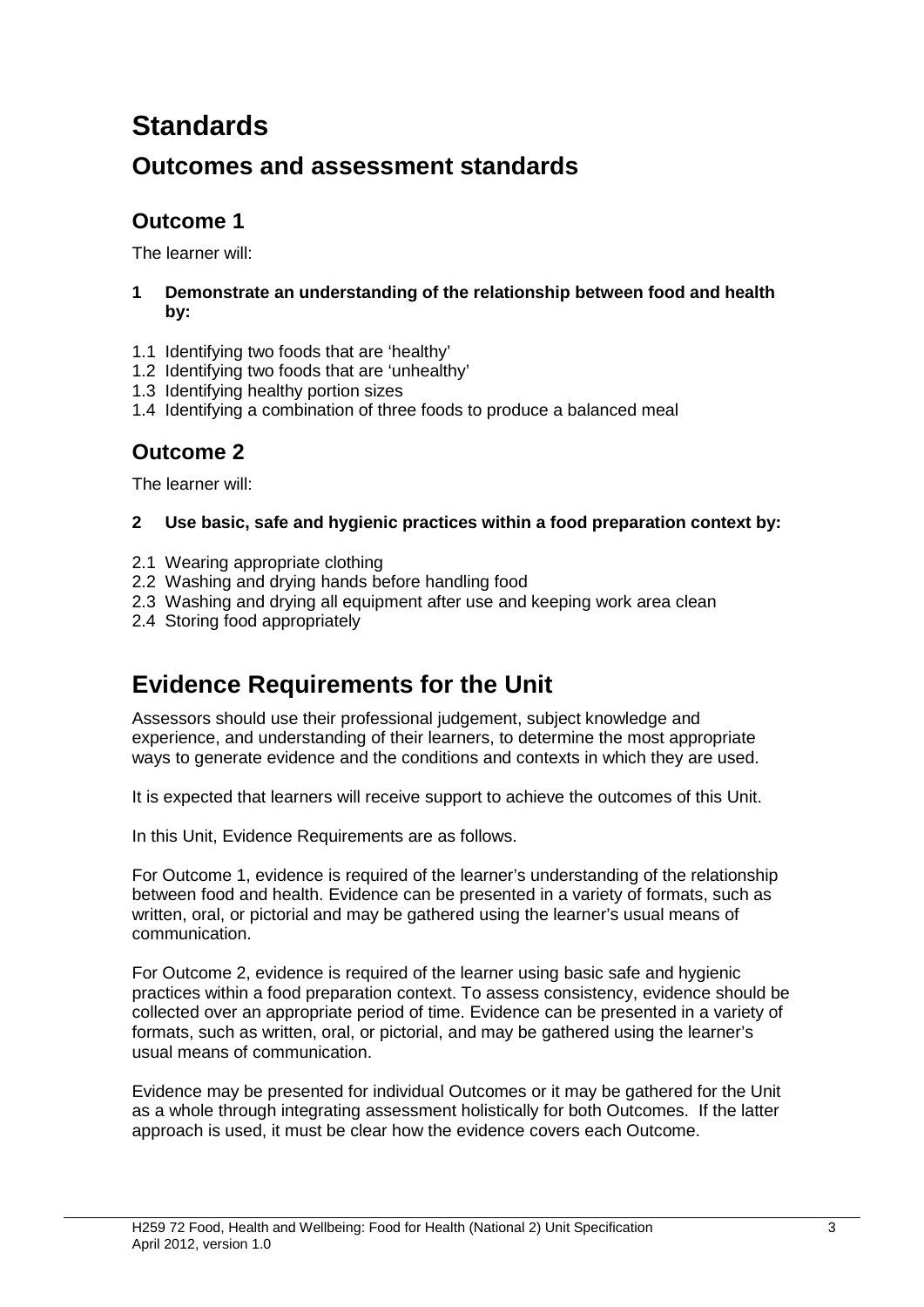# Standards

## Outcomes and assessment standards

### Outcome 1

The learner will:

**1 Demonstrate an understanding of the relationship between food and health by:**

1.1 Identifying two foods that are 'healthy'
1.2 Identifying two foods that are 'unhealthy'
1.3 Identifying healthy portion sizes
1.4 Identifying a combination of three foods to produce a balanced meal

### Outcome 2

The learner will:

**2 Use basic, safe and hygienic practices within a food preparation context by:**

2.1 Wearing appropriate clothing
2.2 Washing and drying hands before handling food
2.3 Washing and drying all equipment after use and keeping work area clean
2.4 Storing food appropriately

# Evidence Requirements for the Unit

Assessors should use their professional judgement, subject knowledge and experience, and understanding of their learners, to determine the most appropriate ways to generate evidence and the conditions and contexts in which they are used.

It is expected that learners will receive support to achieve the outcomes of this Unit.

In this Unit, Evidence Requirements are as follows.

For Outcome 1, evidence is required of the learner's understanding of the relationship between food and health. Evidence can be presented in a variety of formats, such as written, oral, or pictorial and may be gathered using the learner's usual means of communication.

For Outcome 2, evidence is required of the learner using basic safe and hygienic practices within a food preparation context. To assess consistency, evidence should be collected over an appropriate period of time. Evidence can be presented in a variety of formats, such as written, oral, or pictorial, and may be gathered using the learner's usual means of communication.

Evidence may be presented for individual Outcomes or it may be gathered for the Unit as a whole through integrating assessment holistically for both Outcomes. If the latter approach is used, it must be clear how the evidence covers each Outcome.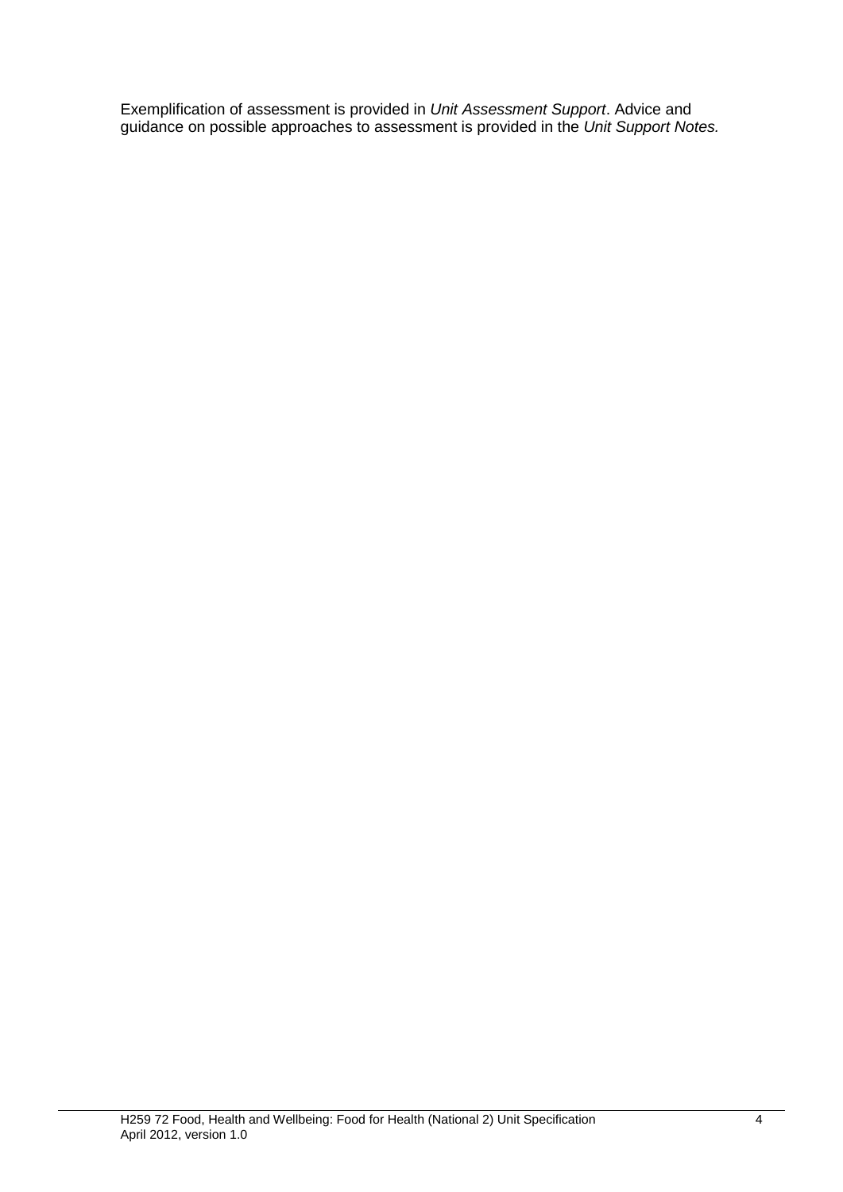Exemplification of assessment is provided in *Unit Assessment Support*. Advice and guidance on possible approaches to assessment is provided in the *Unit Support Notes.*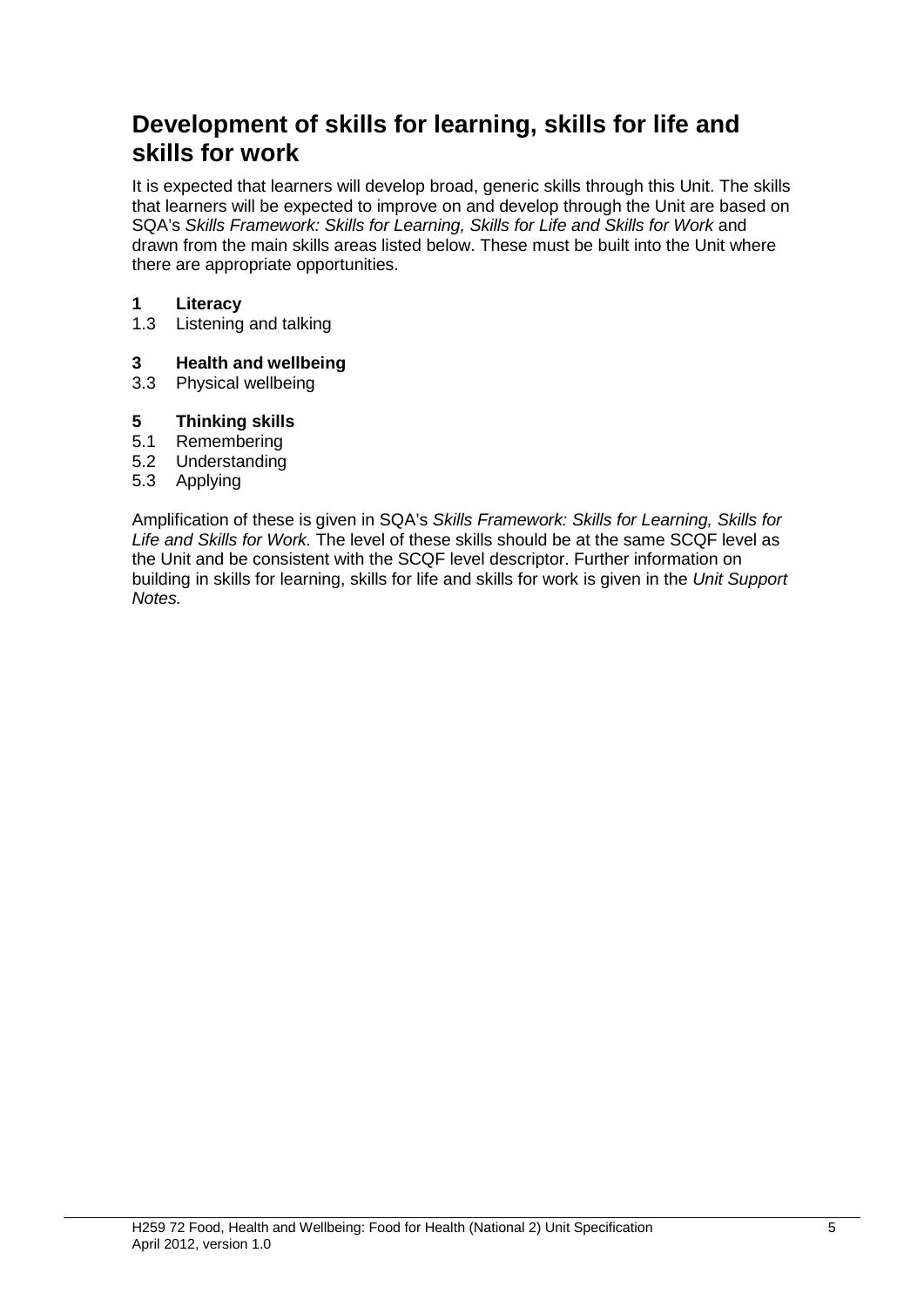## Development of skills for learning, skills for life and skills for work

It is expected that learners will develop broad, generic skills through this Unit. The skills that learners will be expected to improve on and develop through the Unit are based on SQA's *Skills Framework: Skills for Learning, Skills for Life and Skills for Work* and drawn from the main skills areas listed below. These must be built into the Unit where there are appropriate opportunities.

**1 Literacy**

1.3 Listening and talking

**3 Health and wellbeing**

3.3 Physical wellbeing

**5 Thinking skills**

5.1 Remembering
5.2 Understanding
5.3 Applying

Amplification of these is given in SQA's *Skills Framework: Skills for Learning, Skills for Life and Skills for Work.* The level of these skills should be at the same SCQF level as the Unit and be consistent with the SCQF level descriptor. Further information on building in skills for learning, skills for life and skills for work is given in the *Unit Support Notes.*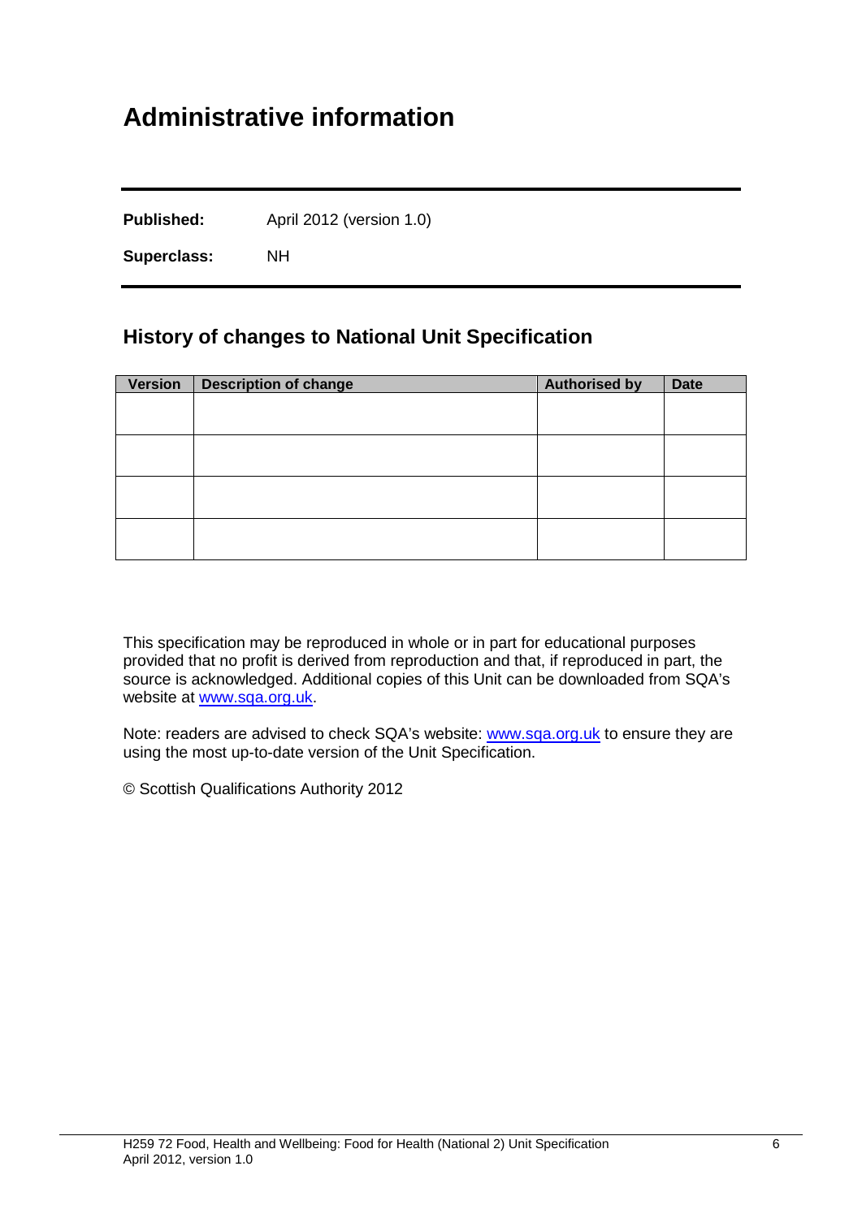# Administrative information

**Published:** April 2012 (version 1.0)

**Superclass:** NH

## History of changes to National Unit Specification

| Version | Description of change | Authorised by | Date |
| --- | --- | --- | --- |
| | | | |
| | | | |
| | | | |
| | | | |

This specification may be reproduced in whole or in part for educational purposes provided that no profit is derived from reproduction and that, if reproduced in part, the source is acknowledged. Additional copies of this Unit can be downloaded from SQA's website at www.sqa.org.uk.

Note: readers are advised to check SQA's website: www.sqa.org.uk to ensure they are using the most up-to-date version of the Unit Specification.

© Scottish Qualifications Authority 2012